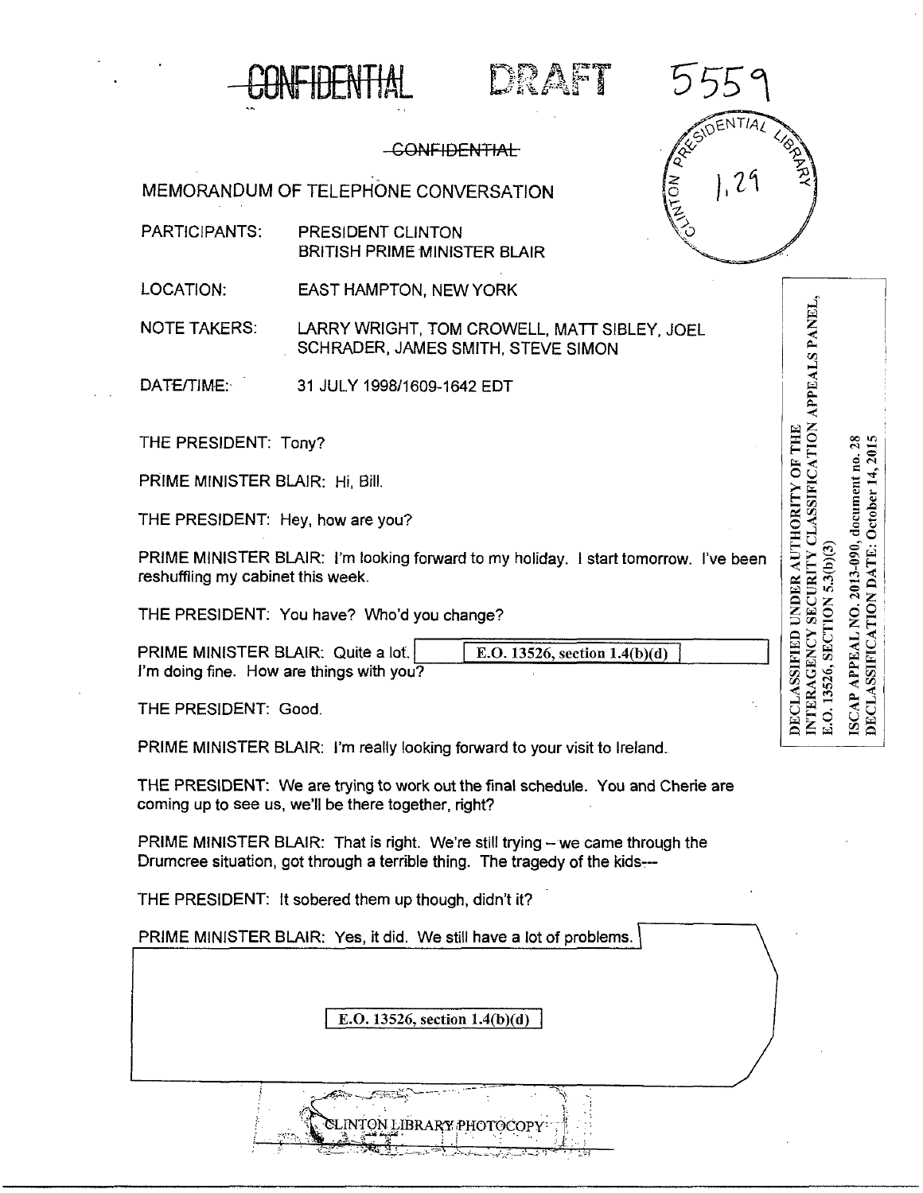~~CONFIDENTIAL~~ DRAFT 5559

~~CONFIDENTIAL~~

CLINTON PRESIDENTIAL LIBRARY 1,29

# MEMORANDUM OF TELEPHONE CONVERSATION

PARTICIPANTS: PRESIDENT CLINTON
BRITISH PRIME MINISTER BLAIR

LOCATION: EAST HAMPTON, NEW YORK

NOTE TAKERS: LARRY WRIGHT, TOM CROWELL, MATT SIBLEY, JOEL SCHRADER, JAMES SMITH, STEVE SIMON

DATE/TIME: 31 JULY 1998/1609-1642 EDT

DECLASSIFIED UNDER AUTHORITY OF THE INTERAGENCY SECURITY CLASSIFICATION APPEALS PANEL, E.O. 13526, SECTION 5.3(b)(3)

ISCAP APPEAL NO. 2013-090, document no. 28
DECLASSIFICATION DATE: October 14, 2015

THE PRESIDENT: Tony?

PRIME MINISTER BLAIR: Hi, Bill.

THE PRESIDENT: Hey, how are you?

PRIME MINISTER BLAIR: I'm looking forward to my holiday. I start tomorrow. I've been reshuffling my cabinet this week.

THE PRESIDENT: You have? Who'd you change?

PRIME MINISTER BLAIR: Quite a lot. [E.O. 13526, section 1.4(b)(d)] I'm doing fine. How are things with you?

THE PRESIDENT: Good.

PRIME MINISTER BLAIR: I'm really looking forward to your visit to Ireland.

THE PRESIDENT: We are trying to work out the final schedule. You and Cherie are coming up to see us, we'll be there together, right?

PRIME MINISTER BLAIR: That is right. We're still trying -- we came through the Drumcree situation, got through a terrible thing. The tragedy of the kids---

THE PRESIDENT: It sobered them up though, didn't it?

PRIME MINISTER BLAIR: Yes, it did. We still have a lot of problems.

[E.O. 13526, section 1.4(b)(d)]

CLINTON LIBRARY PHOTOCOPY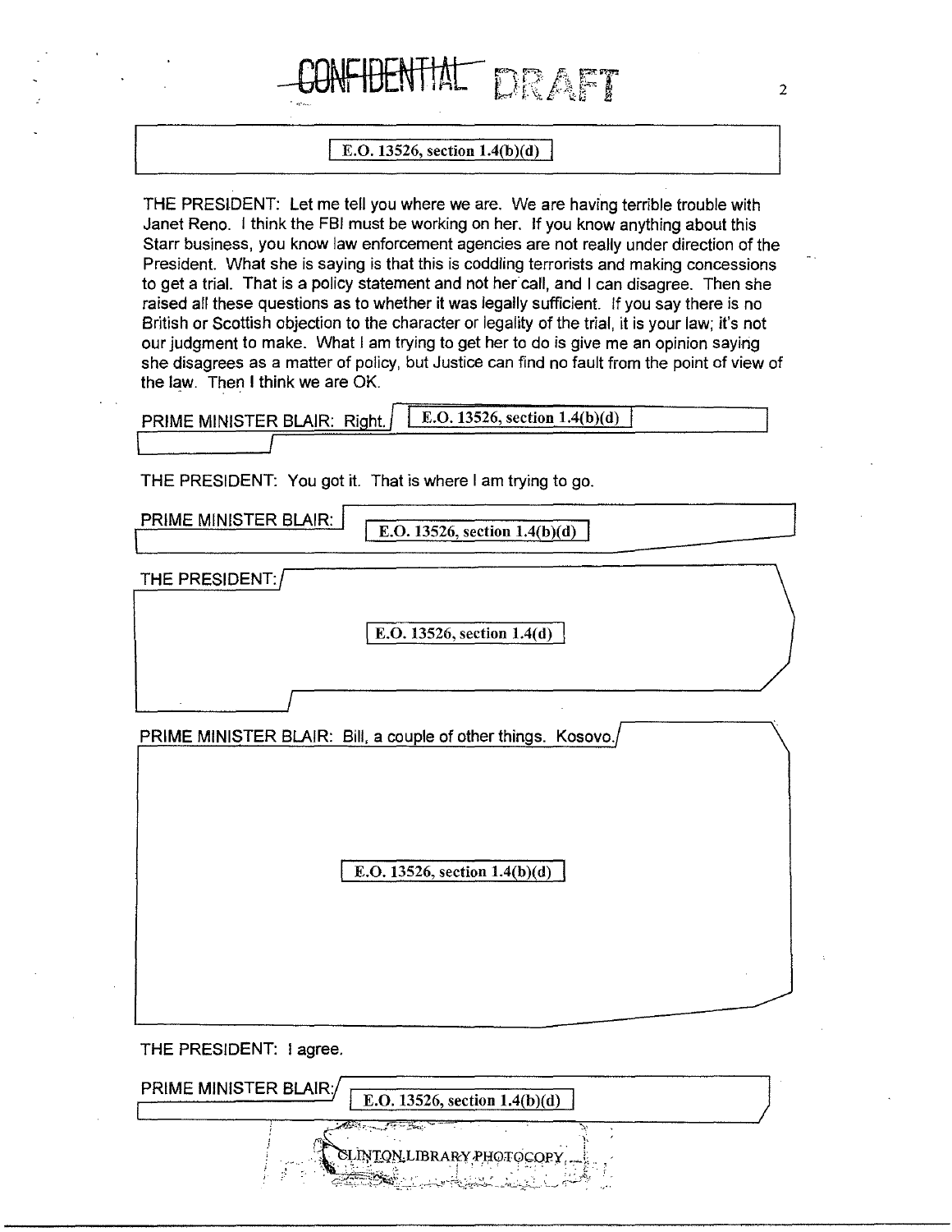# ~~CONFIDENTIAL~~ DRAFT

E.O. 13526, section 1.4(b)(d)

THE PRESIDENT: Let me tell you where we are. We are having terrible trouble with Janet Reno. I think the FBI must be working on her. If you know anything about this Starr business, you know law enforcement agencies are not really under direction of the President. What she is saying is that this is coddling terrorists and making concessions to get a trial. That is a policy statement and not her call, and I can disagree. Then she raised all these questions as to whether it was legally sufficient. If you say there is no British or Scottish objection to the character or legality of the trial, it is your law; it's not our judgment to make. What I am trying to get her to do is give me an opinion saying she disagrees as a matter of policy, but Justice can find no fault from the point of view of the law. Then I think we are OK.

PRIME MINISTER BLAIR: Right. E.O. 13526, section 1.4(b)(d)

THE PRESIDENT: You got it. That is where I am trying to go.

PRIME MINISTER BLAIR: E.O. 13526, section 1.4(b)(d)

THE PRESIDENT: E.O. 13526, section 1.4(d)

PRIME MINISTER BLAIR: Bill, a couple of other things. Kosovo. E.O. 13526, section 1.4(b)(d)

THE PRESIDENT: I agree.

PRIME MINISTER BLAIR: E.O. 13526, section 1.4(b)(d)

CLINTON LIBRARY PHOTOCOPY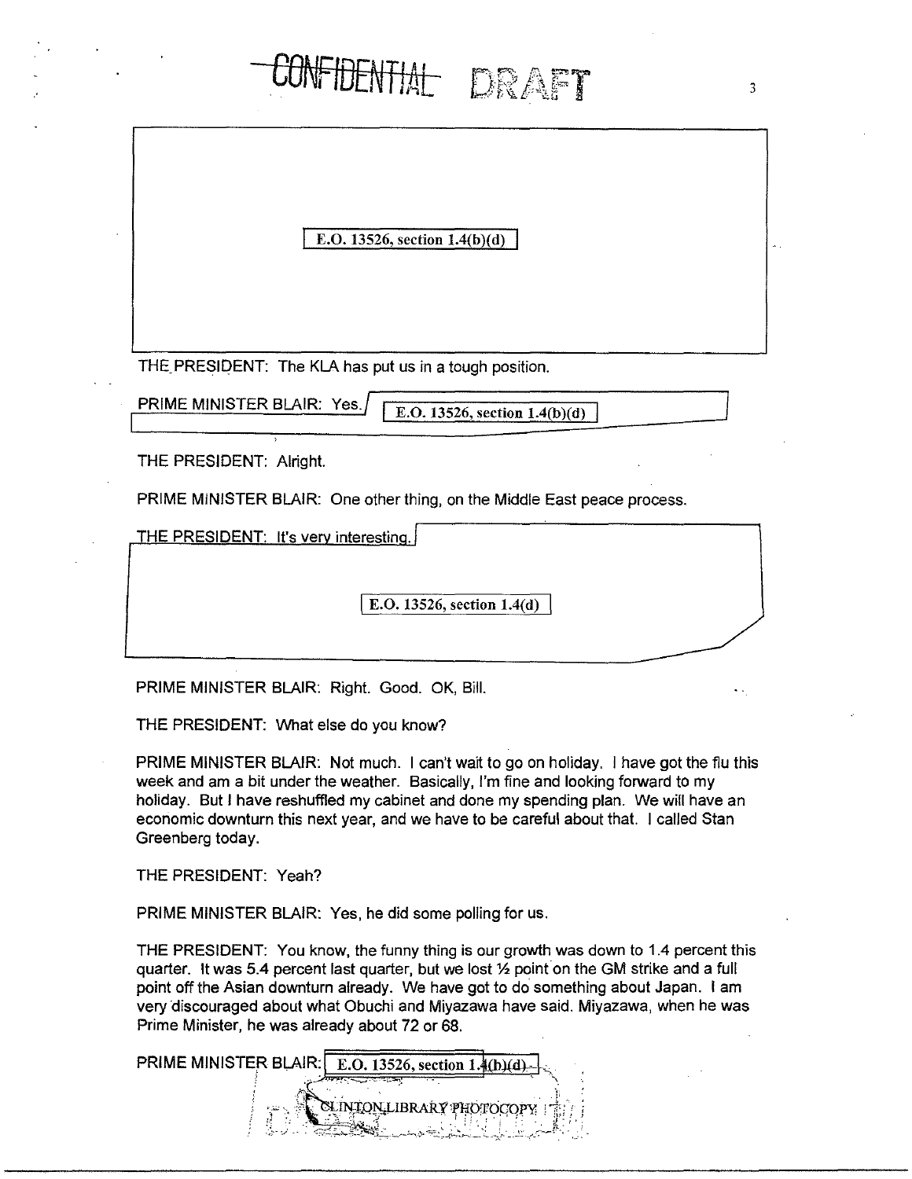CONFIDENTIAL DRAFT

E.O. 13526, section 1.4(b)(d)

THE PRESIDENT: The KLA has put us in a tough position.

PRIME MINISTER BLAIR: Yes. E.O. 13526, section 1.4(b)(d)

THE PRESIDENT: Alright.

PRIME MINISTER BLAIR: One other thing, on the Middle East peace process.

THE PRESIDENT: It's very interesting. E.O. 13526, section 1.4(d)

PRIME MINISTER BLAIR: Right. Good. OK, Bill.

THE PRESIDENT: What else do you know?

PRIME MINISTER BLAIR: Not much. I can't wait to go on holiday. I have got the flu this week and am a bit under the weather. Basically, I'm fine and looking forward to my holiday. But I have reshuffled my cabinet and done my spending plan. We will have an economic downturn this next year, and we have to be careful about that. I called Stan Greenberg today.

THE PRESIDENT: Yeah?

PRIME MINISTER BLAIR: Yes, he did some polling for us.

THE PRESIDENT: You know, the funny thing is our growth was down to 1.4 percent this quarter. It was 5.4 percent last quarter, but we lost ½ point on the GM strike and a full point off the Asian downturn already. We have got to do something about Japan. I am very discouraged about what Obuchi and Miyazawa have said. Miyazawa, when he was Prime Minister, he was already about 72 or 68.

PRIME MINISTER BLAIR: E.O. 13526, section 1.4(b)(d)

CLINTON LIBRARY PHOTOCOPY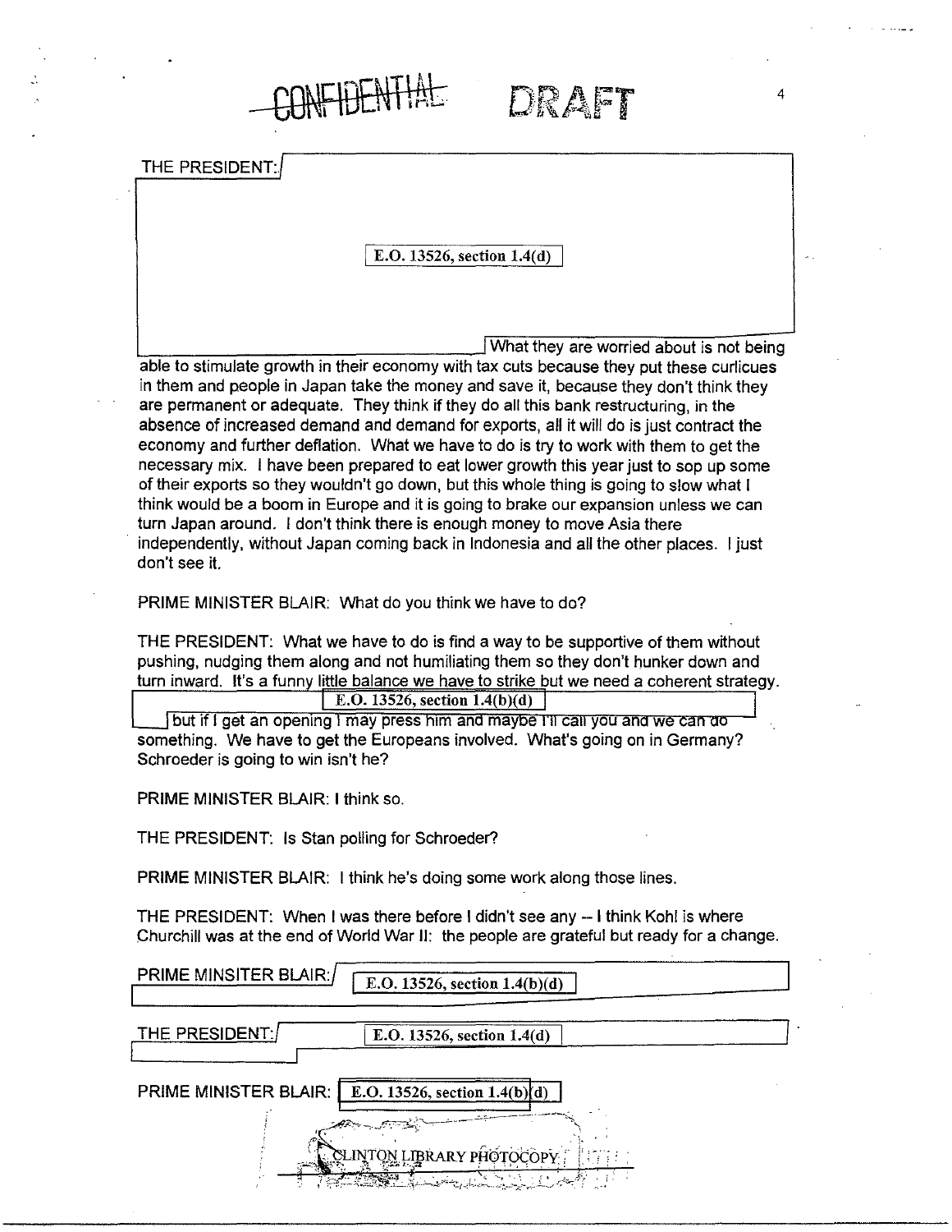CONFIDENTIAL DRAFT

THE PRESIDENT: E.O. 13526, section 1.4(d) What they are worried about is not being able to stimulate growth in their economy with tax cuts because they put these curlicues in them and people in Japan take the money and save it, because they don't think they are permanent or adequate. They think if they do all this bank restructuring, in the absence of increased demand and demand for exports, all it will do is just contract the economy and further deflation. What we have to do is try to work with them to get the necessary mix. I have been prepared to eat lower growth this year just to sop up some of their exports so they wouldn't go down, but this whole thing is going to slow what I think would be a boom in Europe and it is going to brake our expansion unless we can turn Japan around. I don't think there is enough money to move Asia there independently, without Japan coming back in Indonesia and all the other places. I just don't see it.

PRIME MINISTER BLAIR: What do you think we have to do?

THE PRESIDENT: What we have to do is find a way to be supportive of them without pushing, nudging them along and not humiliating them so they don't hunker down and turn inward. It's a funny little balance we have to strike but we need a coherent strategy. E.O. 13526, section 1.4(b)(d) but if I get an opening I may press him and maybe I'll call you and we can do something. We have to get the Europeans involved. What's going on in Germany? Schroeder is going to win isn't he?

PRIME MINISTER BLAIR: I think so.

THE PRESIDENT: Is Stan polling for Schroeder?

PRIME MINISTER BLAIR: I think he's doing some work along those lines.

THE PRESIDENT: When I was there before I didn't see any -- I think Kohl is where Churchill was at the end of World War II: the people are grateful but ready for a change.

PRIME MINSITER BLAIR: E.O. 13526, section 1.4(b)(d)

THE PRESIDENT: E.O. 13526, section 1.4(d)

PRIME MINISTER BLAIR: E.O. 13526, section 1.4(b)(d)

CLINTON LIBRARY PHOTOCOPY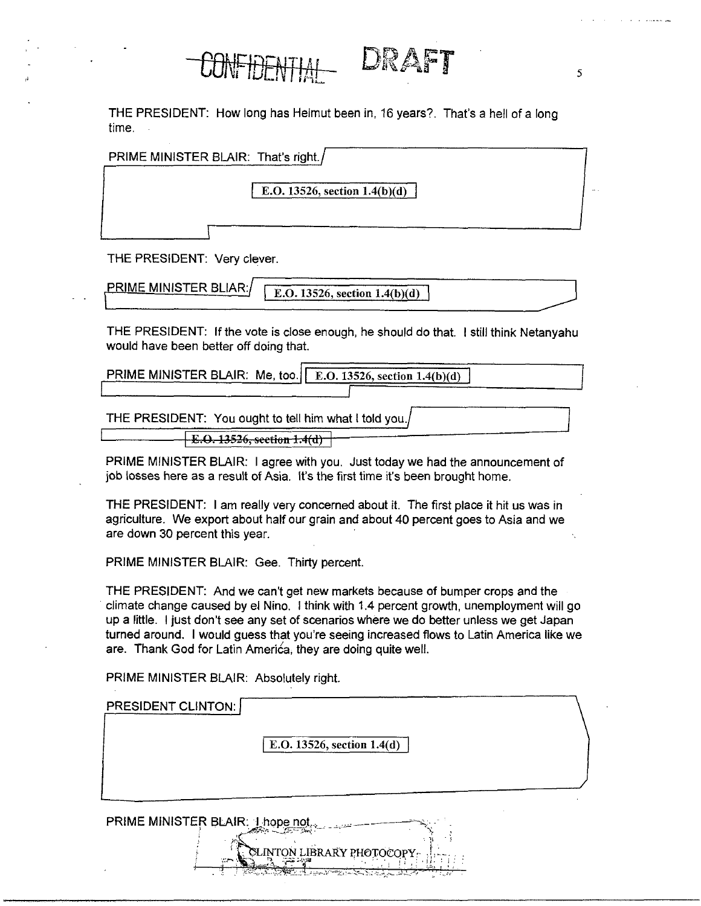~~CONFIDENTIAL~~ DRAFT

THE PRESIDENT: How long has Helmut been in, 16 years?. That's a hell of a long time.

PRIME MINISTER BLAIR: That's right.

E.O. 13526, section 1.4(b)(d)

THE PRESIDENT: Very clever.

PRIME MINISTER BLIAR: E.O. 13526, section 1.4(b)(d)

THE PRESIDENT: If the vote is close enough, he should do that. I still think Netanyahu would have been better off doing that.

PRIME MINISTER BLAIR: Me, too. E.O. 13526, section 1.4(b)(d)

THE PRESIDENT: You ought to tell him what I told you.

~~E.O. 13526, section 1.4(d)~~

PRIME MINISTER BLAIR: I agree with you. Just today we had the announcement of job losses here as a result of Asia. It's the first time it's been brought home.

THE PRESIDENT: I am really very concerned about it. The first place it hit us was in agriculture. We export about half our grain and about 40 percent goes to Asia and we are down 30 percent this year.

PRIME MINISTER BLAIR: Gee. Thirty percent.

THE PRESIDENT: And we can't get new markets because of bumper crops and the climate change caused by el Nino. I think with 1.4 percent growth, unemployment will go up a little. I just don't see any set of scenarios where we do better unless we get Japan turned around. I would guess that you're seeing increased flows to Latin America like we are. Thank God for Latin America, they are doing quite well.

PRIME MINISTER BLAIR: Absolutely right.

PRESIDENT CLINTON:

E.O. 13526, section 1.4(d)

PRIME MINISTER BLAIR: I hope not.

CLINTON LIBRARY PHOTOCOPY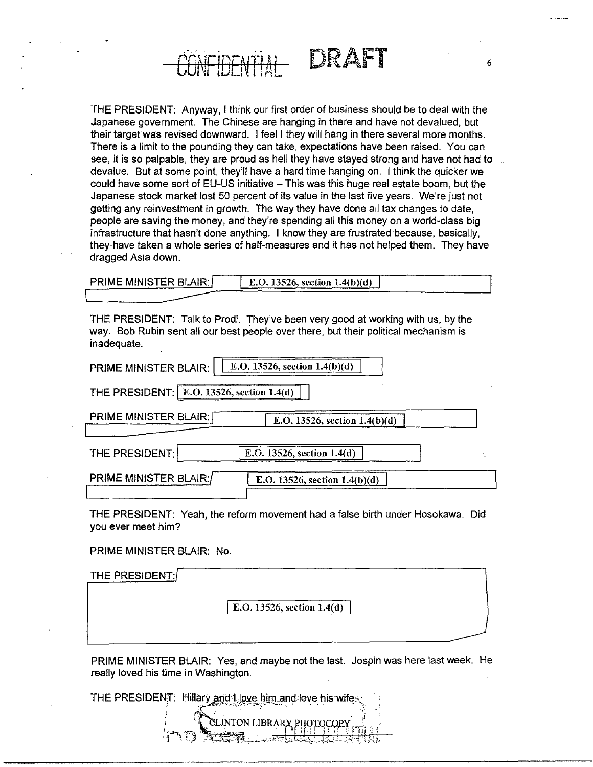~~CONFIDENTIAL~~ DRAFT

THE PRESIDENT: Anyway, I think our first order of business should be to deal with the Japanese government. The Chinese are hanging in there and have not devalued, but their target was revised downward. I feel I they will hang in there several more months. There is a limit to the pounding they can take, expectations have been raised. You can see, it is so palpable, they are proud as hell they have stayed strong and have not had to devalue. But at some point, they'll have a hard time hanging on. I think the quicker we could have some sort of EU-US initiative – This was this huge real estate boom, but the Japanese stock market lost 50 percent of its value in the last five years. We're just not getting any reinvestment in growth. The way they have done all tax changes to date, people are saving the money, and they're spending all this money on a world-class big infrastructure that hasn't done anything. I know they are frustrated because, basically, they have taken a whole series of half-measures and it has not helped them. They have dragged Asia down.

PRIME MINISTER BLAIR: E.O. 13526, section 1.4(b)(d)

THE PRESIDENT: Talk to Prodi. They've been very good at working with us, by the way. Bob Rubin sent all our best people over there, but their political mechanism is inadequate.

PRIME MINISTER BLAIR: E.O. 13526, section 1.4(b)(d)

THE PRESIDENT: E.O. 13526, section 1.4(d)

PRIME MINISTER BLAIR: E.O. 13526, section 1.4(b)(d)

THE PRESIDENT: E.O. 13526, section 1.4(d)

PRIME MINISTER BLAIR: E.O. 13526, section 1.4(b)(d)

THE PRESIDENT: Yeah, the reform movement had a false birth under Hosokawa. Did you ever meet him?

PRIME MINISTER BLAIR: No.

THE PRESIDENT: E.O. 13526, section 1.4(d)

PRIME MINISTER BLAIR: Yes, and maybe not the last. Jospin was here last week. He really loved his time in Washington.

THE PRESIDENT: Hillary and I love him and love his wife.

CLINTON LIBRARY PHOTOCOPY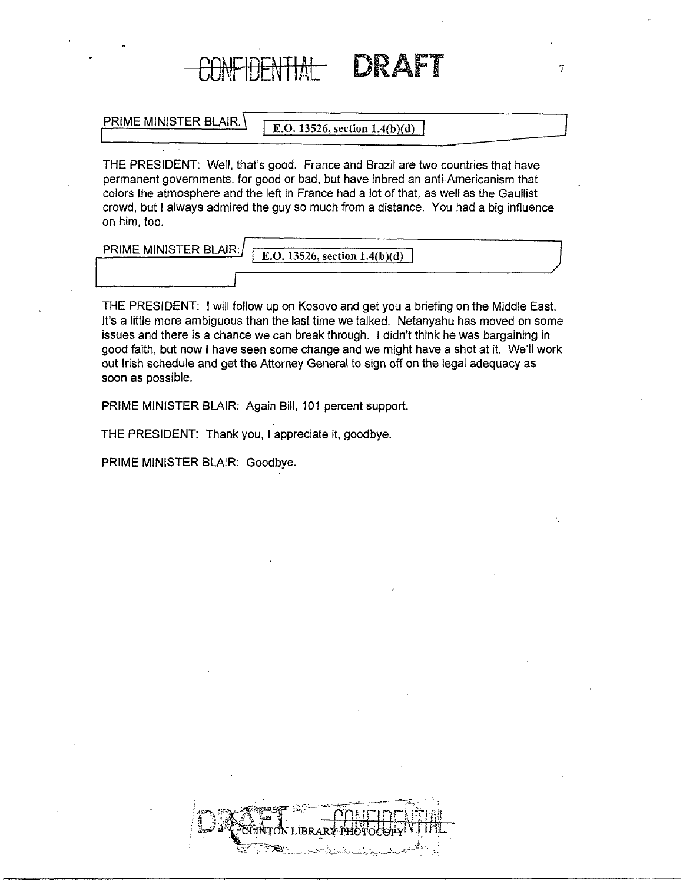CONFIDENTIAL DRAFT

PRIME MINISTER BLAIR: E.O. 13526, section 1.4(b)(d)

THE PRESIDENT: Well, that's good. France and Brazil are two countries that have permanent governments, for good or bad, but have inbred an anti-Americanism that colors the atmosphere and the left in France had a lot of that, as well as the Gaullist crowd, but I always admired the guy so much from a distance. You had a big influence on him, too.

PRIME MINISTER BLAIR: E.O. 13526, section 1.4(b)(d)

THE PRESIDENT: I will follow up on Kosovo and get you a briefing on the Middle East. It's a little more ambiguous than the last time we talked. Netanyahu has moved on some issues and there is a chance we can break through. I didn't think he was bargaining in good faith, but now I have seen some change and we might have a shot at it. We'll work out Irish schedule and get the Attorney General to sign off on the legal adequacy as soon as possible.

PRIME MINISTER BLAIR: Again Bill, 101 percent support.

THE PRESIDENT: Thank you, I appreciate it, goodbye.

PRIME MINISTER BLAIR: Goodbye.

DRAFT CLINTON LIBRARY PHOTOCOPY CONFIDENTIAL